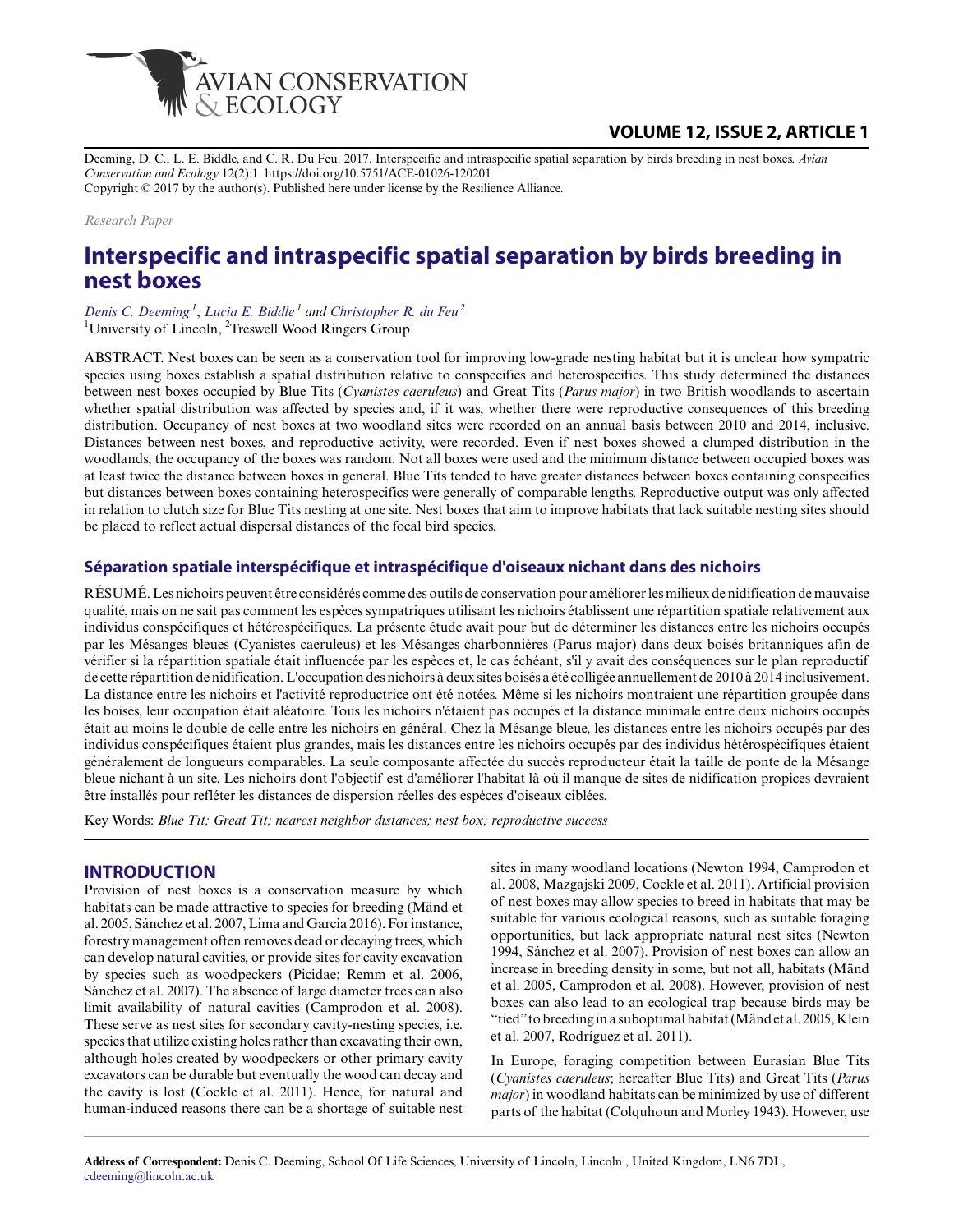Deeming, D. C., L. E. Biddle, and C. R. Du Feu. 2017. Interspecific and intraspecific spatial separation by birds breeding in nest boxes. *Avian Conservation and Ecology* 12(2):1. https://doi.org/10.5751/ACE-01026-120201
Copyright © 2017 by the author(s). Published here under license by the Resilience Alliance.

*Research Paper*

# Interspecific and intraspecific spatial separation by birds breeding in nest boxes

*Denis C. Deeming*[1], *Lucia E. Biddle*[1] and *Christopher R. du Feu*[2]
[1]University of Lincoln, [2]Treswell Wood Ringers Group

ABSTRACT. Nest boxes can be seen as a conservation tool for improving low-grade nesting habitat but it is unclear how sympatric species using boxes establish a spatial distribution relative to conspecifics and heterospecifics. This study determined the distances between nest boxes occupied by Blue Tits (*Cyanistes caeruleus*) and Great Tits (*Parus major*) in two British woodlands to ascertain whether spatial distribution was affected by species and, if it was, whether there were reproductive consequences of this breeding distribution. Occupancy of nest boxes at two woodland sites were recorded on an annual basis between 2010 and 2014, inclusive. Distances between nest boxes, and reproductive activity, were recorded. Even if nest boxes showed a clumped distribution in the woodlands, the occupancy of the boxes was random. Not all boxes were used and the minimum distance between occupied boxes was at least twice the distance between boxes in general. Blue Tits tended to have greater distances between boxes containing conspecifics but distances between boxes containing heterospecifics were generally of comparable lengths. Reproductive output was only affected in relation to clutch size for Blue Tits nesting at one site. Nest boxes that aim to improve habitats that lack suitable nesting sites should be placed to reflect actual dispersal distances of the focal bird species.

## Séparation spatiale interspécifique et intraspécifique d'oiseaux nichant dans des nichoirs

RÉSUMÉ. Les nichoirs peuvent être considérés comme des outils de conservation pour améliorer les milieux de nidification de mauvaise qualité, mais on ne sait pas comment les espèces sympatriques utilisant les nichoirs établissent une répartition spatiale relativement aux individus conspécifiques et hétérospécifiques. La présente étude avait pour but de déterminer les distances entre les nichoirs occupés par les Mésanges bleues (Cyanistes caeruleus) et les Mésanges charbonnières (Parus major) dans deux boisés britanniques afin de vérifier si la répartition spatiale était influencée par les espèces et, le cas échéant, s'il y avait des conséquences sur le plan reproductif de cette répartition de nidification. L'occupation des nichoirs à deux sites boisés a été colligée annuellement de 2010 à 2014 inclusivement. La distance entre les nichoirs et l'activité reproductrice ont été notées. Même si les nichoirs montraient une répartition groupée dans les boisés, leur occupation était aléatoire. Tous les nichoirs n'étaient pas occupés et la distance minimale entre deux nichoirs occupés était au moins le double de celle entre les nichoirs en général. Chez la Mésange bleue, les distances entre les nichoirs occupés par des individus conspécifiques étaient plus grandes, mais les distances entre les nichoirs occupés par des individus hétérospécifiques étaient généralement de longueurs comparables. La seule composante affectée du succès reproducteur était la taille de ponte de la Mésange bleue nichant à un site. Les nichoirs dont l'objectif est d'améliorer l'habitat là où il manque de sites de nidification propices devraient être installés pour refléter les distances de dispersion réelles des espèces d'oiseaux ciblées.

Key Words: *Blue Tit; Great Tit; nearest neighbor distances; nest box; reproductive success*

## INTRODUCTION

Provision of nest boxes is a conservation measure by which habitats can be made attractive to species for breeding (Mänd et al. 2005, Sánchez et al. 2007, Lima and Garcia 2016). For instance, forestry management often removes dead or decaying trees, which can develop natural cavities, or provide sites for cavity excavation by species such as woodpeckers (Picidae; Remm et al. 2006, Sánchez et al. 2007). The absence of large diameter trees can also limit availability of natural cavities (Camprodon et al. 2008). These serve as nest sites for secondary cavity-nesting species, i.e. species that utilize existing holes rather than excavating their own, although holes created by woodpeckers or other primary cavity excavators can be durable but eventually the wood can decay and the cavity is lost (Cockle et al. 2011). Hence, for natural and human-induced reasons there can be a shortage of suitable nest sites in many woodland locations (Newton 1994, Camprodon et al. 2008, Mazgajski 2009, Cockle et al. 2011). Artificial provision of nest boxes may allow species to breed in habitats that may be suitable for various ecological reasons, such as suitable foraging opportunities, but lack appropriate natural nest sites (Newton 1994, Sánchez et al. 2007). Provision of nest boxes can allow an increase in breeding density in some, but not all, habitats (Mänd et al. 2005, Camprodon et al. 2008). However, provision of nest boxes can also lead to an ecological trap because birds may be "tied" to breeding in a suboptimal habitat (Mänd et al. 2005, Klein et al. 2007, Rodríguez et al. 2011).

In Europe, foraging competition between Eurasian Blue Tits (*Cyanistes caeruleus*; hereafter Blue Tits) and Great Tits (*Parus major*) in woodland habitats can be minimized by use of different parts of the habitat (Colquhoun and Morley 1943). However, use

**Address of Correspondent:** Denis C. Deeming, School Of Life Sciences, University of Lincoln, Lincoln , United Kingdom, LN6 7DL, cdeeming@lincoln.ac.uk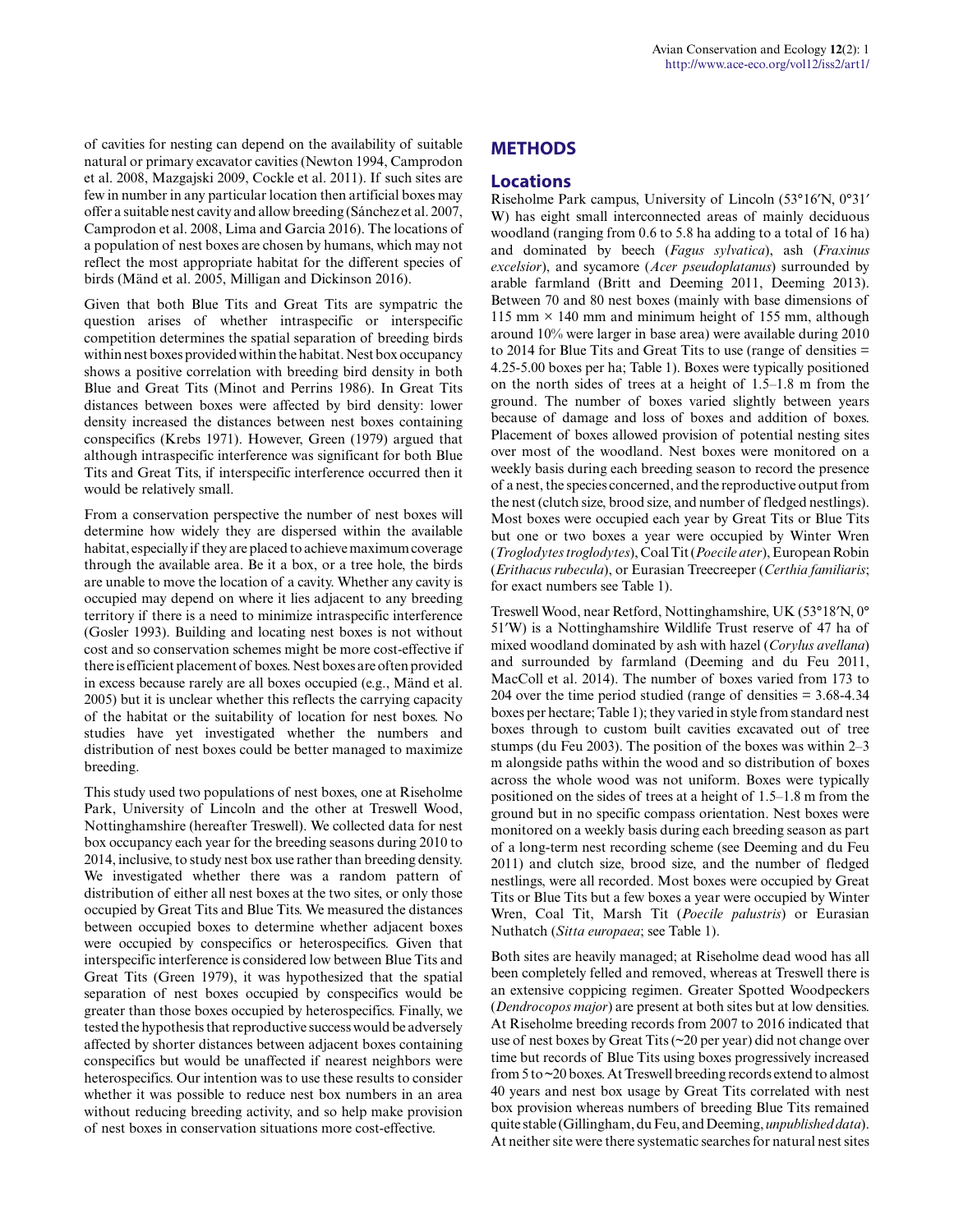of cavities for nesting can depend on the availability of suitable natural or primary excavator cavities (Newton 1994, Camprodon et al. 2008, Mazgajski 2009, Cockle et al. 2011). If such sites are few in number in any particular location then artificial boxes may offer a suitable nest cavity and allow breeding (Sánchez et al. 2007, Camprodon et al. 2008, Lima and Garcia 2016). The locations of a population of nest boxes are chosen by humans, which may not reflect the most appropriate habitat for the different species of birds (Mänd et al. 2005, Milligan and Dickinson 2016).

Given that both Blue Tits and Great Tits are sympatric the question arises of whether intraspecific or interspecific competition determines the spatial separation of breeding birds within nest boxes provided within the habitat. Nest box occupancy shows a positive correlation with breeding bird density in both Blue and Great Tits (Minot and Perrins 1986). In Great Tits distances between boxes were affected by bird density: lower density increased the distances between nest boxes containing conspecifics (Krebs 1971). However, Green (1979) argued that although intraspecific interference was significant for both Blue Tits and Great Tits, if interspecific interference occurred then it would be relatively small.

From a conservation perspective the number of nest boxes will determine how widely they are dispersed within the available habitat, especially if they are placed to achieve maximum coverage through the available area. Be it a box, or a tree hole, the birds are unable to move the location of a cavity. Whether any cavity is occupied may depend on where it lies adjacent to any breeding territory if there is a need to minimize intraspecific interference (Gosler 1993). Building and locating nest boxes is not without cost and so conservation schemes might be more cost-effective if there is efficient placement of boxes. Nest boxes are often provided in excess because rarely are all boxes occupied (e.g., Mänd et al. 2005) but it is unclear whether this reflects the carrying capacity of the habitat or the suitability of location for nest boxes. No studies have yet investigated whether the numbers and distribution of nest boxes could be better managed to maximize breeding.

This study used two populations of nest boxes, one at Riseholme Park, University of Lincoln and the other at Treswell Wood, Nottinghamshire (hereafter Treswell). We collected data for nest box occupancy each year for the breeding seasons during 2010 to 2014, inclusive, to study nest box use rather than breeding density. We investigated whether there was a random pattern of distribution of either all nest boxes at the two sites, or only those occupied by Great Tits and Blue Tits. We measured the distances between occupied boxes to determine whether adjacent boxes were occupied by conspecifics or heterospecifics. Given that interspecific interference is considered low between Blue Tits and Great Tits (Green 1979), it was hypothesized that the spatial separation of nest boxes occupied by conspecifics would be greater than those boxes occupied by heterospecifics. Finally, we tested the hypothesis that reproductive success would be adversely affected by shorter distances between adjacent boxes containing conspecifics but would be unaffected if nearest neighbors were heterospecifics. Our intention was to use these results to consider whether it was possible to reduce nest box numbers in an area without reducing breeding activity, and so help make provision of nest boxes in conservation situations more cost-effective.

## METHODS

### Locations

Riseholme Park campus, University of Lincoln (53°16′N, 0°31′ W) has eight small interconnected areas of mainly deciduous woodland (ranging from 0.6 to 5.8 ha adding to a total of 16 ha) and dominated by beech (*Fagus sylvatica*), ash (*Fraxinus excelsior*), and sycamore (*Acer pseudoplatanus*) surrounded by arable farmland (Britt and Deeming 2011, Deeming 2013). Between 70 and 80 nest boxes (mainly with base dimensions of 115 mm × 140 mm and minimum height of 155 mm, although around 10% were larger in base area) were available during 2010 to 2014 for Blue Tits and Great Tits to use (range of densities = 4.25-5.00 boxes per ha; Table 1). Boxes were typically positioned on the north sides of trees at a height of 1.5–1.8 m from the ground. The number of boxes varied slightly between years because of damage and loss of boxes and addition of boxes. Placement of boxes allowed provision of potential nesting sites over most of the woodland. Nest boxes were monitored on a weekly basis during each breeding season to record the presence of a nest, the species concerned, and the reproductive output from the nest (clutch size, brood size, and number of fledged nestlings). Most boxes were occupied each year by Great Tits or Blue Tits but one or two boxes a year were occupied by Winter Wren (*Troglodytes troglodytes*), Coal Tit (*Poecile ater*), European Robin (*Erithacus rubecula*), or Eurasian Treecreeper (*Certhia familiaris*; for exact numbers see Table 1).

Treswell Wood, near Retford, Nottinghamshire, UK (53°18′N, 0° 51′W) is a Nottinghamshire Wildlife Trust reserve of 47 ha of mixed woodland dominated by ash with hazel (*Corylus avellana*) and surrounded by farmland (Deeming and du Feu 2011, MacColl et al. 2014). The number of boxes varied from 173 to 204 over the time period studied (range of densities = 3.68-4.34 boxes per hectare; Table 1); they varied in style from standard nest boxes through to custom built cavities excavated out of tree stumps (du Feu 2003). The position of the boxes was within 2–3 m alongside paths within the wood and so distribution of boxes across the whole wood was not uniform. Boxes were typically positioned on the sides of trees at a height of 1.5–1.8 m from the ground but in no specific compass orientation. Nest boxes were monitored on a weekly basis during each breeding season as part of a long-term nest recording scheme (see Deeming and du Feu 2011) and clutch size, brood size, and the number of fledged nestlings, were all recorded. Most boxes were occupied by Great Tits or Blue Tits but a few boxes a year were occupied by Winter Wren, Coal Tit, Marsh Tit (*Poecile palustris*) or Eurasian Nuthatch (*Sitta europaea*; see Table 1).

Both sites are heavily managed; at Riseholme dead wood has all been completely felled and removed, whereas at Treswell there is an extensive coppicing regimen. Greater Spotted Woodpeckers (*Dendrocopos major*) are present at both sites but at low densities. At Riseholme breeding records from 2007 to 2016 indicated that use of nest boxes by Great Tits (~20 per year) did not change over time but records of Blue Tits using boxes progressively increased from 5 to ~20 boxes. At Treswell breeding records extend to almost 40 years and nest box usage by Great Tits correlated with nest box provision whereas numbers of breeding Blue Tits remained quite stable (Gillingham, du Feu, and Deeming, *unpublished data*). At neither site were there systematic searches for natural nest sites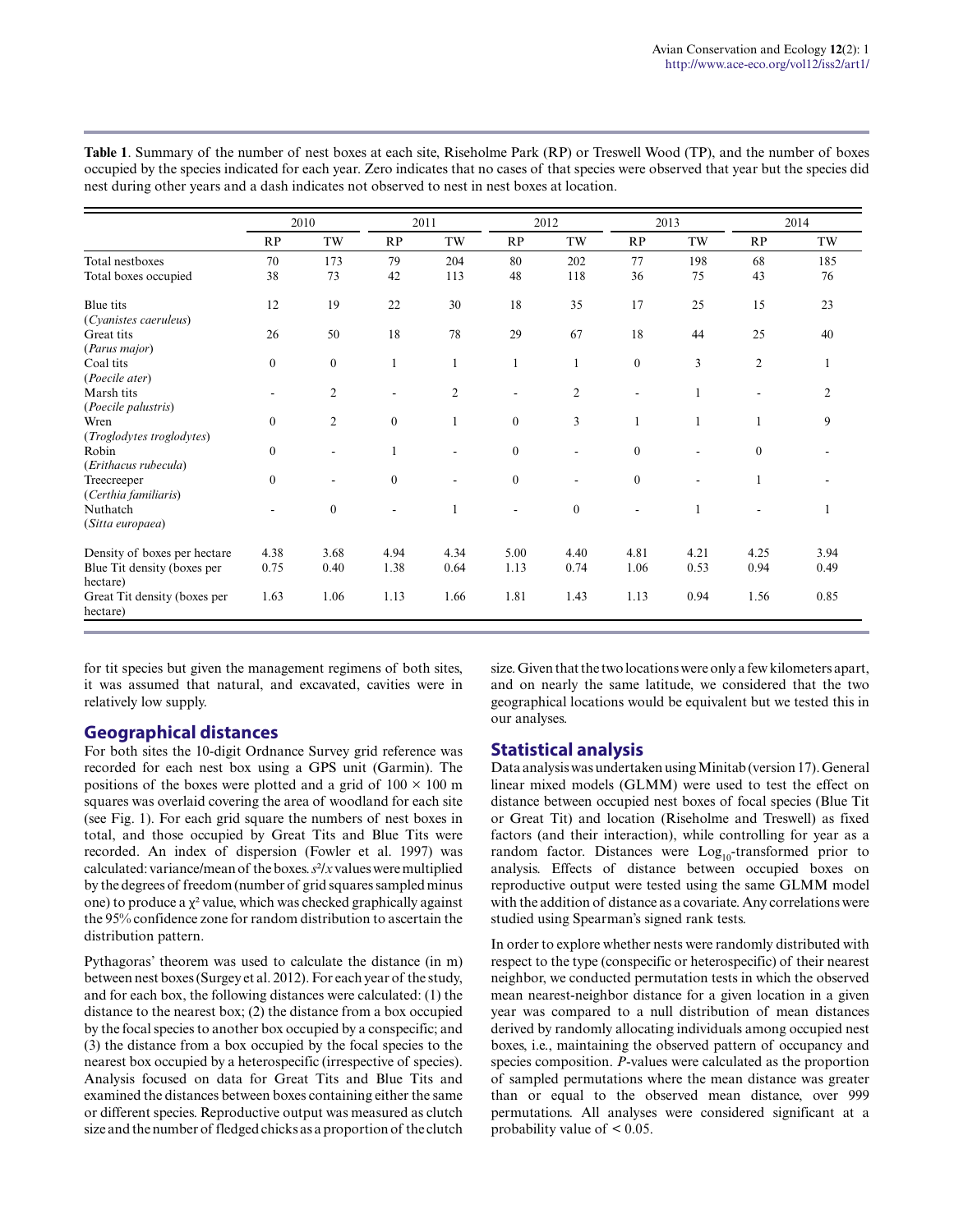**Table 1**. Summary of the number of nest boxes at each site, Riseholme Park (RP) or Treswell Wood (TP), and the number of boxes occupied by the species indicated for each year. Zero indicates that no cases of that species were observed that year but the species did nest during other years and a dash indicates not observed to nest in nest boxes at location.

| | 2010 | | 2011 | | 2012 | | 2013 | | 2014 | |
|---|---|---|---|---|---|---|---|---|---|---|
| | RP | TW | RP | TW | RP | TW | RP | TW | RP | TW |
| Total nestboxes | 70 | 173 | 79 | 204 | 80 | 202 | 77 | 198 | 68 | 185 |
| Total boxes occupied | 38 | 73 | 42 | 113 | 48 | 118 | 36 | 75 | 43 | 76 |
| Blue tits (*Cyanistes caeruleus*) | 12 | 19 | 22 | 30 | 18 | 35 | 17 | 25 | 15 | 23 |
| Great tits (*Parus major*) | 26 | 50 | 18 | 78 | 29 | 67 | 18 | 44 | 25 | 40 |
| Coal tits (*Poecile ater*) | 0 | 0 | 1 | 1 | 1 | 1 | 0 | 3 | 2 | 1 |
| Marsh tits (*Poecile palustris*) | - | 2 | - | 2 | - | 2 | - | 1 | - | 2 |
| Wren (*Troglodytes troglodytes*) | 0 | 2 | 0 | 1 | 0 | 3 | 1 | 1 | 1 | 9 |
| Robin (*Erithacus rubecula*) | 0 | - | 1 | - | 0 | - | 0 | - | 0 | - |
| Treecreeper (*Certhia familiaris*) | 0 | - | 0 | - | 0 | - | 0 | - | 1 | - |
| Nuthatch (*Sitta europaea*) | - | 0 | - | 1 | - | 0 | - | 1 | - | 1 |
| Density of boxes per hectare | 4.38 | 3.68 | 4.94 | 4.34 | 5.00 | 4.40 | 4.81 | 4.21 | 4.25 | 3.94 |
| Blue Tit density (boxes per hectare) | 0.75 | 0.40 | 1.38 | 0.64 | 1.13 | 0.74 | 1.06 | 0.53 | 0.94 | 0.49 |
| Great Tit density (boxes per hectare) | 1.63 | 1.06 | 1.13 | 1.66 | 1.81 | 1.43 | 1.13 | 0.94 | 1.56 | 0.85 |

for tit species but given the management regimens of both sites, it was assumed that natural, and excavated, cavities were in relatively low supply.

## Geographical distances

For both sites the 10-digit Ordnance Survey grid reference was recorded for each nest box using a GPS unit (Garmin). The positions of the boxes were plotted and a grid of 100 × 100 m squares was overlaid covering the area of woodland for each site (see Fig. 1). For each grid square the numbers of nest boxes in total, and those occupied by Great Tits and Blue Tits were recorded. An index of dispersion (Fowler et al. 1997) was calculated: variance/mean of the boxes. $s^2/x$ values were multiplied by the degrees of freedom (number of grid squares sampled minus one) to produce a $\chi^2$ value, which was checked graphically against the 95% confidence zone for random distribution to ascertain the distribution pattern.

Pythagoras' theorem was used to calculate the distance (in m) between nest boxes (Surgey et al. 2012). For each year of the study, and for each box, the following distances were calculated: (1) the distance to the nearest box; (2) the distance from a box occupied by the focal species to another box occupied by a conspecific; and (3) the distance from a box occupied by the focal species to the nearest box occupied by a heterospecific (irrespective of species). Analysis focused on data for Great Tits and Blue Tits and examined the distances between boxes containing either the same or different species. Reproductive output was measured as clutch size and the number of fledged chicks as a proportion of the clutch size. Given that the two locations were only a few kilometers apart, and on nearly the same latitude, we considered that the two geographical locations would be equivalent but we tested this in our analyses.

## Statistical analysis

Data analysis was undertaken using Minitab (version 17). General linear mixed models (GLMM) were used to test the effect on distance between occupied nest boxes of focal species (Blue Tit or Great Tit) and location (Riseholme and Treswell) as fixed factors (and their interaction), while controlling for year as a random factor. Distances were $\text{Log}_{10}$-transformed prior to analysis. Effects of distance between occupied boxes on reproductive output were tested using the same GLMM model with the addition of distance as a covariate. Any correlations were studied using Spearman's signed rank tests.

In order to explore whether nests were randomly distributed with respect to the type (conspecific or heterospecific) of their nearest neighbor, we conducted permutation tests in which the observed mean nearest-neighbor distance for a given location in a given year was compared to a null distribution of mean distances derived by randomly allocating individuals among occupied nest boxes, i.e., maintaining the observed pattern of occupancy and species composition. *P*-values were calculated as the proportion of sampled permutations where the mean distance was greater than or equal to the observed mean distance, over 999 permutations. All analyses were considered significant at a probability value of $< 0.05$.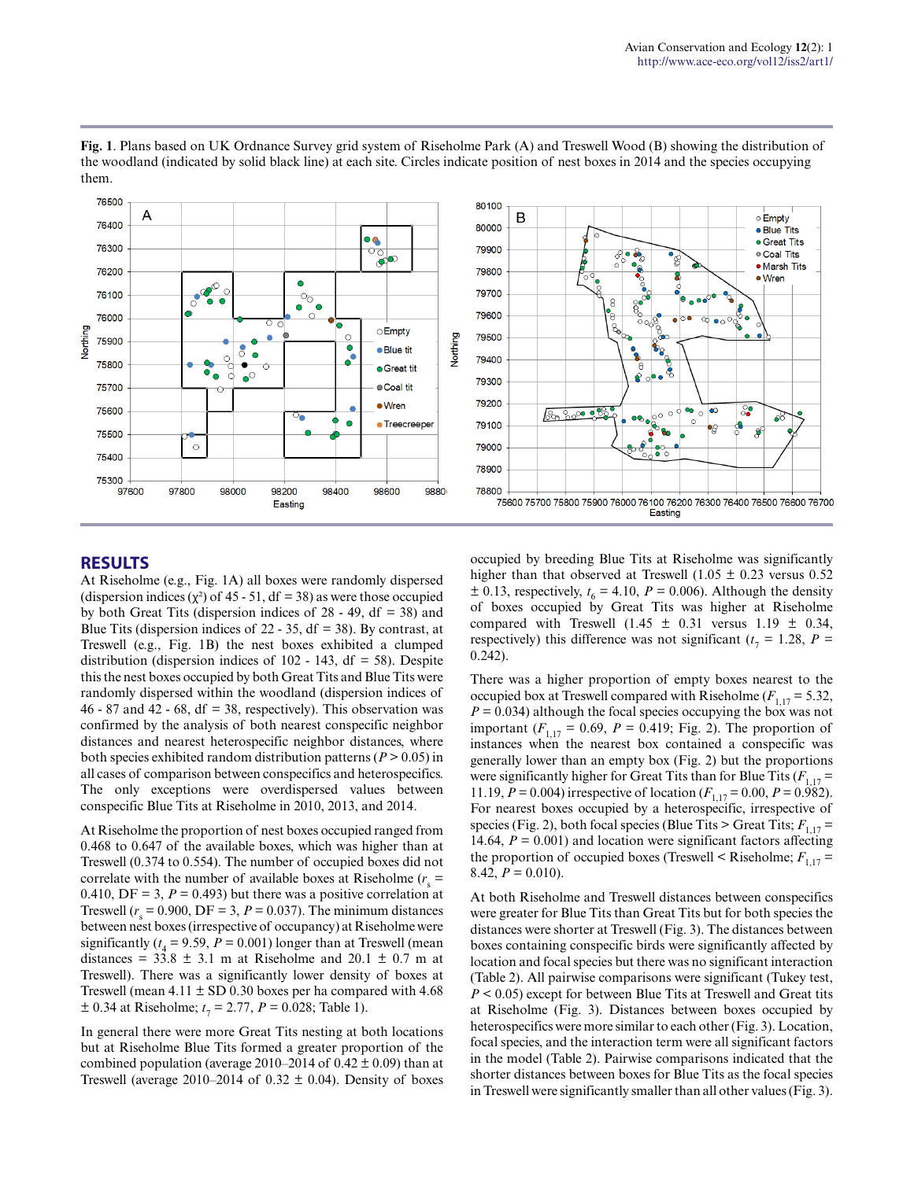**Fig. 1**. Plans based on UK Ordnance Survey grid system of Riseholme Park (A) and Treswell Wood (B) showing the distribution of the woodland (indicated by solid black line) at each site. Circles indicate position of nest boxes in 2014 and the species occupying them.

## RESULTS

At Riseholme (e.g., Fig. 1A) all boxes were randomly dispersed (dispersion indices ($\chi^2$) of 45 - 51, df = 38) as were those occupied by both Great Tits (dispersion indices of 28 - 49, df = 38) and Blue Tits (dispersion indices of 22 - 35, df = 38). By contrast, at Treswell (e.g., Fig. 1B) the nest boxes exhibited a clumped distribution (dispersion indices of 102 - 143, df = 58). Despite this the nest boxes occupied by both Great Tits and Blue Tits were randomly dispersed within the woodland (dispersion indices of 46 - 87 and 42 - 68, df = 38, respectively). This observation was confirmed by the analysis of both nearest conspecific neighbor distances and nearest heterospecific neighbor distances, where both species exhibited random distribution patterns ($P > 0.05$) in all cases of comparison between conspecifics and heterospecifics. The only exceptions were overdispersed values between conspecific Blue Tits at Riseholme in 2010, 2013, and 2014.

At Riseholme the proportion of nest boxes occupied ranged from 0.468 to 0.647 of the available boxes, which was higher than at Treswell (0.374 to 0.554). The number of occupied boxes did not correlate with the number of available boxes at Riseholme ($r_s$ = 0.410, DF = 3, $P$ = 0.493) but there was a positive correlation at Treswell ($r_s$ = 0.900, DF = 3, $P$ = 0.037). The minimum distances between nest boxes (irrespective of occupancy) at Riseholme were significantly ($t_4$ = 9.59, $P$ = 0.001) longer than at Treswell (mean distances = 33.8 ± 3.1 m at Riseholme and 20.1 ± 0.7 m at Treswell). There was a significantly lower density of boxes at Treswell (mean 4.11 ± SD 0.30 boxes per ha compared with 4.68 ± 0.34 at Riseholme; $t_7$ = 2.77, $P$ = 0.028; Table 1).

In general there were more Great Tits nesting at both locations but at Riseholme Blue Tits formed a greater proportion of the combined population (average 2010–2014 of 0.42 ± 0.09) than at Treswell (average 2010–2014 of 0.32 ± 0.04). Density of boxes occupied by breeding Blue Tits at Riseholme was significantly higher than that observed at Treswell (1.05 ± 0.23 versus 0.52 ± 0.13, respectively, $t_6$ = 4.10, $P$ = 0.006). Although the density of boxes occupied by Great Tits was higher at Riseholme compared with Treswell (1.45 ± 0.31 versus 1.19 ± 0.34, respectively) this difference was not significant ($t_7$ = 1.28, $P$ = 0.242).

There was a higher proportion of empty boxes nearest to the occupied box at Treswell compared with Riseholme ($F_{1,17}$ = 5.32, $P$ = 0.034) although the focal species occupying the box was not important ($F_{1,17}$ = 0.69, $P$ = 0.419; Fig. 2). The proportion of instances when the nearest box contained a conspecific was generally lower than an empty box (Fig. 2) but the proportions were significantly higher for Great Tits than for Blue Tits ($F_{1,17}$ = 11.19, $P$ = 0.004) irrespective of location ($F_{1,17}$ = 0.00, $P$ = 0.982). For nearest boxes occupied by a heterospecific, irrespective of species (Fig. 2), both focal species (Blue Tits > Great Tits; $F_{1,17}$ = 14.64, $P$ = 0.001) and location were significant factors affecting the proportion of occupied boxes (Treswell < Riseholme; $F_{1,17}$ = 8.42, $P$ = 0.010).

At both Riseholme and Treswell distances between conspecifics were greater for Blue Tits than Great Tits but for both species the distances were shorter at Treswell (Fig. 3). The distances between boxes containing conspecific birds were significantly affected by location and focal species but there was no significant interaction (Table 2). All pairwise comparisons were significant (Tukey test, $P$ < 0.05) except for between Blue Tits at Treswell and Great tits at Riseholme (Fig. 3). Distances between boxes occupied by heterospecifics were more similar to each other (Fig. 3). Location, focal species, and the interaction term were all significant factors in the model (Table 2). Pairwise comparisons indicated that the shorter distances between boxes for Blue Tits as the focal species in Treswell were significantly smaller than all other values (Fig. 3).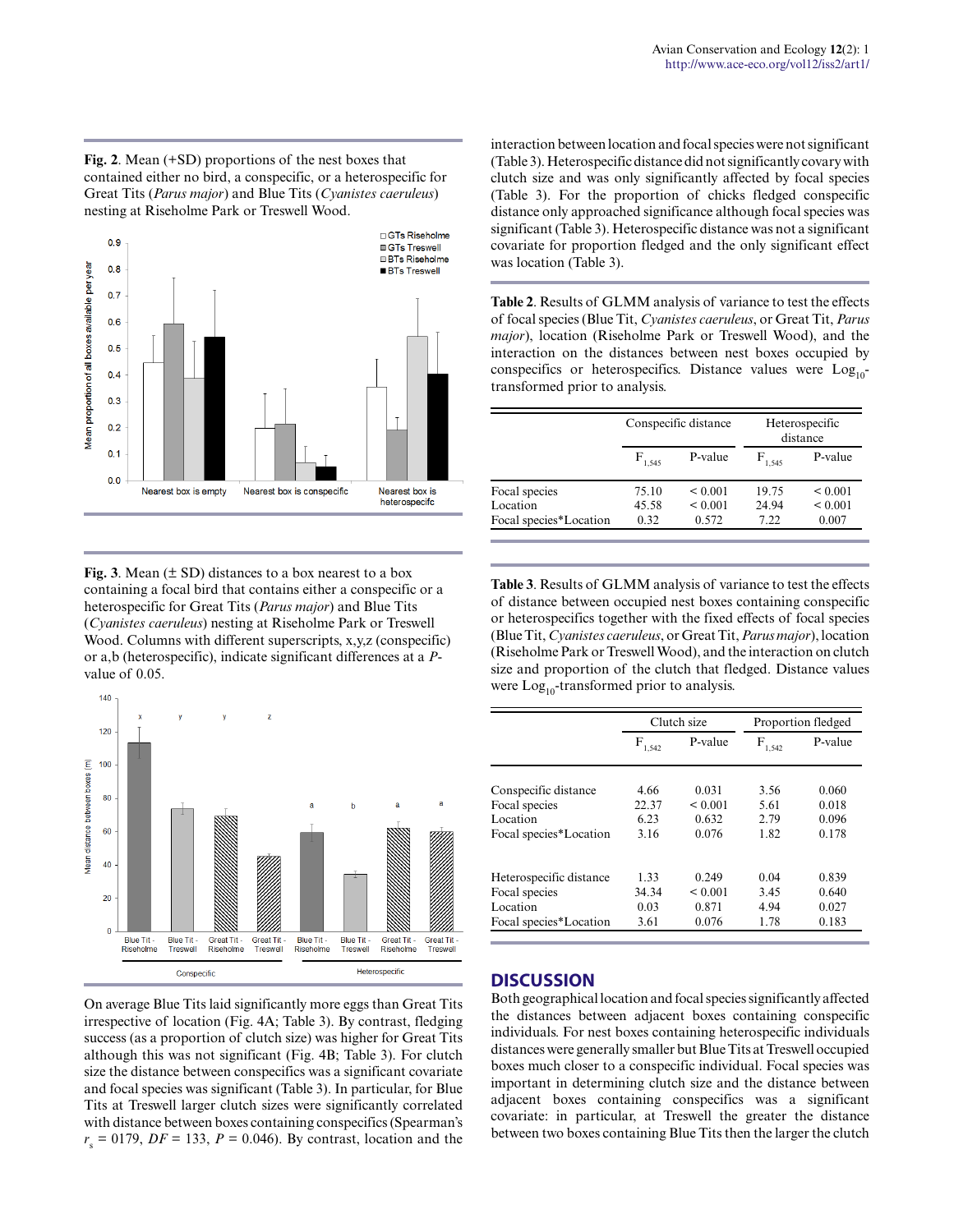**Fig. 2**. Mean (+SD) proportions of the nest boxes that contained either no bird, a conspecific, or a heterospecific for Great Tits (*Parus major*) and Blue Tits (*Cyanistes caeruleus*) nesting at Riseholme Park or Treswell Wood.

**Fig. 3**. Mean (± SD) distances to a box nearest to a box containing a focal bird that contains either a conspecific or a heterospecific for Great Tits (*Parus major*) and Blue Tits (*Cyanistes caeruleus*) nesting at Riseholme Park or Treswell Wood. Columns with different superscripts, x,y,z (conspecific) or a,b (heterospecific), indicate significant differences at a *P*-value of 0.05.

On average Blue Tits laid significantly more eggs than Great Tits irrespective of location (Fig. 4A; Table 3). By contrast, fledging success (as a proportion of clutch size) was higher for Great Tits although this was not significant (Fig. 4B; Table 3). For clutch size the distance between conspecifics was a significant covariate and focal species was significant (Table 3). In particular, for Blue Tits at Treswell larger clutch sizes were significantly correlated with distance between boxes containing conspecifics (Spearman's $r_s$ = 0179, *DF* = 133, *P* = 0.046). By contrast, location and the interaction between location and focal species were not significant (Table 3). Heterospecific distance did not significantly covary with clutch size and was only significantly affected by focal species (Table 3). For the proportion of chicks fledged conspecific distance only approached significance although focal species was significant (Table 3). Heterospecific distance was not a significant covariate for proportion fledged and the only significant effect was location (Table 3).

**Table 2**. Results of GLMM analysis of variance to test the effects of focal species (Blue Tit, *Cyanistes caeruleus*, or Great Tit, *Parus major*), location (Riseholme Park or Treswell Wood), and the interaction on the distances between nest boxes occupied by conspecifics or heterospecifics. Distance values were $Log_{10}$-transformed prior to analysis.

| | Conspecific distance | | Heterospecific distance | |
|---|---|---|---|---|
| | $F_{1,545}$ | P-value | $F_{1,545}$ | P-value |
| Focal species | 75.10 | < 0.001 | 19.75 | < 0.001 |
| Location | 45.58 | < 0.001 | 24.94 | < 0.001 |
| Focal species*Location | 0.32 | 0.572 | 7.22 | 0.007 |

**Table 3**. Results of GLMM analysis of variance to test the effects of distance between occupied nest boxes containing conspecific or heterospecifics together with the fixed effects of focal species (Blue Tit, *Cyanistes caeruleus*, or Great Tit, *Parus major*), location (Riseholme Park or Treswell Wood), and the interaction on clutch size and proportion of the clutch that fledged. Distance values were $Log_{10}$-transformed prior to analysis.

| | Clutch size | | Proportion fledged | |
|---|---|---|---|---|
| | $F_{1,542}$ | P-value | $F_{1,542}$ | P-value |
| Conspecific distance | 4.66 | 0.031 | 3.56 | 0.060 |
| Focal species | 22.37 | < 0.001 | 5.61 | 0.018 |
| Location | 6.23 | 0.632 | 2.79 | 0.096 |
| Focal species*Location | 3.16 | 0.076 | 1.82 | 0.178 |
| | | | | |
| Heterospecific distance | 1.33 | 0.249 | 0.04 | 0.839 |
| Focal species | 34.34 | < 0.001 | 3.45 | 0.640 |
| Location | 0.03 | 0.871 | 4.94 | 0.027 |
| Focal species*Location | 3.61 | 0.076 | 1.78 | 0.183 |

## DISCUSSION

Both geographical location and focal species significantly affected the distances between adjacent boxes containing conspecific individuals. For nest boxes containing heterospecific individuals distances were generally smaller but Blue Tits at Treswell occupied boxes much closer to a conspecific individual. Focal species was important in determining clutch size and the distance between adjacent boxes containing conspecifics was a significant covariate: in particular, at Treswell the greater the distance between two boxes containing Blue Tits then the larger the clutch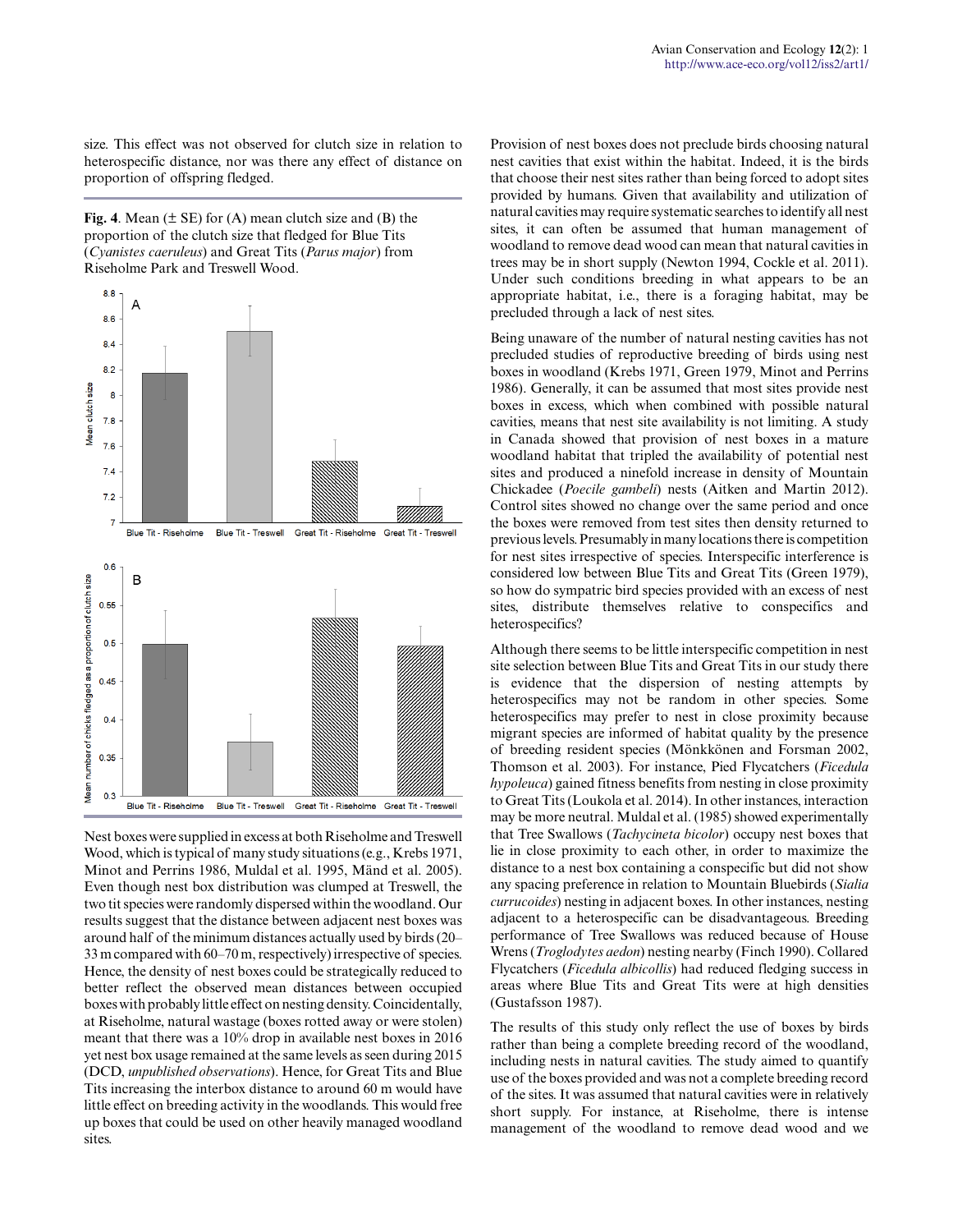size. This effect was not observed for clutch size in relation to heterospecific distance, nor was there any effect of distance on proportion of offspring fledged.

**Fig. 4**. Mean (± SE) for (A) mean clutch size and (B) the proportion of the clutch size that fledged for Blue Tits (*Cyanistes caeruleus*) and Great Tits (*Parus major*) from Riseholme Park and Treswell Wood.

Nest boxes were supplied in excess at both Riseholme and Treswell Wood, which is typical of many study situations (e.g., Krebs 1971, Minot and Perrins 1986, Muldal et al. 1995, Mänd et al. 2005). Even though nest box distribution was clumped at Treswell, the two tit species were randomly dispersed within the woodland. Our results suggest that the distance between adjacent nest boxes was around half of the minimum distances actually used by birds (20–33 m compared with 60–70 m, respectively) irrespective of species. Hence, the density of nest boxes could be strategically reduced to better reflect the observed mean distances between occupied boxes with probably little effect on nesting density. Coincidentally, at Riseholme, natural wastage (boxes rotted away or were stolen) meant that there was a 10% drop in available nest boxes in 2016 yet nest box usage remained at the same levels as seen during 2015 (DCD, *unpublished observations*). Hence, for Great Tits and Blue Tits increasing the interbox distance to around 60 m would have little effect on breeding activity in the woodlands. This would free up boxes that could be used on other heavily managed woodland sites.

Provision of nest boxes does not preclude birds choosing natural nest cavities that exist within the habitat. Indeed, it is the birds that choose their nest sites rather than being forced to adopt sites provided by humans. Given that availability and utilization of natural cavities may require systematic searches to identify all nest sites, it can often be assumed that human management of woodland to remove dead wood can mean that natural cavities in trees may be in short supply (Newton 1994, Cockle et al. 2011). Under such conditions breeding in what appears to be an appropriate habitat, i.e., there is a foraging habitat, may be precluded through a lack of nest sites.

Being unaware of the number of natural nesting cavities has not precluded studies of reproductive breeding of birds using nest boxes in woodland (Krebs 1971, Green 1979, Minot and Perrins 1986). Generally, it can be assumed that most sites provide nest boxes in excess, which when combined with possible natural cavities, means that nest site availability is not limiting. A study in Canada showed that provision of nest boxes in a mature woodland habitat that tripled the availability of potential nest sites and produced a ninefold increase in density of Mountain Chickadee (*Poecile gambeli*) nests (Aitken and Martin 2012). Control sites showed no change over the same period and once the boxes were removed from test sites then density returned to previous levels. Presumably in many locations there is competition for nest sites irrespective of species. Interspecific interference is considered low between Blue Tits and Great Tits (Green 1979), so how do sympatric bird species provided with an excess of nest sites, distribute themselves relative to conspecifics and heterospecifics?

Although there seems to be little interspecific competition in nest site selection between Blue Tits and Great Tits in our study there is evidence that the dispersion of nesting attempts by heterospecifics may not be random in other species. Some heterospecifics may prefer to nest in close proximity because migrant species are informed of habitat quality by the presence of breeding resident species (Mönkkönen and Forsman 2002, Thomson et al. 2003). For instance, Pied Flycatchers (*Ficedula hypoleuca*) gained fitness benefits from nesting in close proximity to Great Tits (Loukola et al. 2014). In other instances, interaction may be more neutral. Muldal et al. (1985) showed experimentally that Tree Swallows (*Tachycineta bicolor*) occupy nest boxes that lie in close proximity to each other, in order to maximize the distance to a nest box containing a conspecific but did not show any spacing preference in relation to Mountain Bluebirds (*Sialia currucoides*) nesting in adjacent boxes. In other instances, nesting adjacent to a heterospecific can be disadvantageous. Breeding performance of Tree Swallows was reduced because of House Wrens (*Troglodytes aedon*) nesting nearby (Finch 1990). Collared Flycatchers (*Ficedula albicollis*) had reduced fledging success in areas where Blue Tits and Great Tits were at high densities (Gustafsson 1987).

The results of this study only reflect the use of boxes by birds rather than being a complete breeding record of the woodland, including nests in natural cavities. The study aimed to quantify use of the boxes provided and was not a complete breeding record of the sites. It was assumed that natural cavities were in relatively short supply. For instance, at Riseholme, there is intense management of the woodland to remove dead wood and we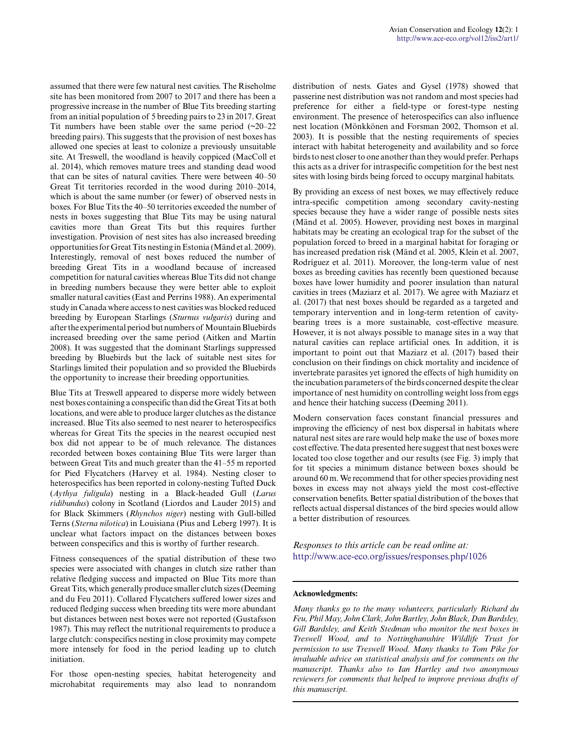assumed that there were few natural nest cavities. The Riseholme site has been monitored from 2007 to 2017 and there has been a progressive increase in the number of Blue Tits breeding starting from an initial population of 5 breeding pairs to 23 in 2017. Great Tit numbers have been stable over the same period (~20–22 breeding pairs). This suggests that the provision of nest boxes has allowed one species at least to colonize a previously unsuitable site. At Treswell, the woodland is heavily coppiced (MacColl et al. 2014), which removes mature trees and standing dead wood that can be sites of natural cavities. There were between 40–50 Great Tit territories recorded in the wood during 2010–2014, which is about the same number (or fewer) of observed nests in boxes. For Blue Tits the 40–50 territories exceeded the number of nests in boxes suggesting that Blue Tits may be using natural cavities more than Great Tits but this requires further investigation. Provision of nest sites has also increased breeding opportunities for Great Tits nesting in Estonia (Mänd et al. 2009). Interestingly, removal of nest boxes reduced the number of breeding Great Tits in a woodland because of increased competition for natural cavities whereas Blue Tits did not change in breeding numbers because they were better able to exploit smaller natural cavities (East and Perrins 1988). An experimental study in Canada where access to nest cavities was blocked reduced breeding by European Starlings (*Sturnus vulgaris*) during and after the experimental period but numbers of Mountain Bluebirds increased breeding over the same period (Aitken and Martin 2008). It was suggested that the dominant Starlings suppressed breeding by Bluebirds but the lack of suitable nest sites for Starlings limited their population and so provided the Bluebirds the opportunity to increase their breeding opportunities.

Blue Tits at Treswell appeared to disperse more widely between nest boxes containing a conspecific than did the Great Tits at both locations, and were able to produce larger clutches as the distance increased. Blue Tits also seemed to nest nearer to heterospecifics whereas for Great Tits the species in the nearest occupied nest box did not appear to be of much relevance. The distances recorded between boxes containing Blue Tits were larger than between Great Tits and much greater than the 41–55 m reported for Pied Flycatchers (Harvey et al. 1984). Nesting closer to heterospecifics has been reported in colony-nesting Tufted Duck (*Aythya fuligula*) nesting in a Black-headed Gull (*Larus ridibundus*) colony in Scotland (Liordos and Lauder 2015) and for Black Skimmers (*Rhynchos niger*) nesting with Gull-billed Terns (*Sterna nilotica*) in Louisiana (Pius and Leberg 1997). It is unclear what factors impact on the distances between boxes between conspecifics and this is worthy of further research.

Fitness consequences of the spatial distribution of these two species were associated with changes in clutch size rather than relative fledging success and impacted on Blue Tits more than Great Tits, which generally produce smaller clutch sizes (Deeming and du Feu 2011). Collared Flycatchers suffered lower sizes and reduced fledging success when breeding tits were more abundant but distances between nest boxes were not reported (Gustafsson 1987). This may reflect the nutritional requirements to produce a large clutch: conspecifics nesting in close proximity may compete more intensely for food in the period leading up to clutch initiation.

For those open-nesting species, habitat heterogeneity and microhabitat requirements may also lead to nonrandom distribution of nests. Gates and Gysel (1978) showed that passerine nest distribution was not random and most species had preference for either a field-type or forest-type nesting environment. The presence of heterospecifics can also influence nest location (Mönkkönen and Forsman 2002, Thomson et al. 2003). It is possible that the nesting requirements of species interact with habitat heterogeneity and availability and so force birds to nest closer to one another than they would prefer. Perhaps this acts as a driver for intraspecific competition for the best nest sites with losing birds being forced to occupy marginal habitats.

By providing an excess of nest boxes, we may effectively reduce intra-specific competition among secondary cavity-nesting species because they have a wider range of possible nests sites (Mänd et al. 2005). However, providing nest boxes in marginal habitats may be creating an ecological trap for the subset of the population forced to breed in a marginal habitat for foraging or has increased predation risk (Mänd et al. 2005, Klein et al. 2007, Rodríguez et al. 2011). Moreover, the long-term value of nest boxes as breeding cavities has recently been questioned because boxes have lower humidity and poorer insulation than natural cavities in trees (Maziarz et al. 2017). We agree with Maziarz et al. (2017) that nest boxes should be regarded as a targeted and temporary intervention and in long-term retention of cavity-bearing trees is a more sustainable, cost-effective measure. However, it is not always possible to manage sites in a way that natural cavities can replace artificial ones. In addition, it is important to point out that Maziarz et al. (2017) based their conclusion on their findings on chick mortality and incidence of invertebrate parasites yet ignored the effects of high humidity on the incubation parameters of the birds concerned despite the clear importance of nest humidity on controlling weight loss from eggs and hence their hatching success (Deeming 2011).

Modern conservation faces constant financial pressures and improving the efficiency of nest box dispersal in habitats where natural nest sites are rare would help make the use of boxes more cost effective. The data presented here suggest that nest boxes were located too close together and our results (see Fig. 3) imply that for tit species a minimum distance between boxes should be around 60 m. We recommend that for other species providing nest boxes in excess may not always yield the most cost-effective conservation benefits. Better spatial distribution of the boxes that reflects actual dispersal distances of the bird species would allow a better distribution of resources.

*Responses to this article can be read online at:*
http://www.ace-eco.org/issues/responses.php/1026

**Acknowledgments:**

*Many thanks go to the many volunteers, particularly Richard du Feu, Phil May, John Clark, John Bartley, John Black, Dan Bardsley, Gill Bardsley, and Keith Stedman who monitor the nest boxes in Treswell Wood, and to Nottinghamshire Wildlife Trust for permission to use Treswell Wood. Many thanks to Tom Pike for invaluable advice on statistical analysis and for comments on the manuscript. Thanks also to Ian Hartley and two anonymous reviewers for comments that helped to improve previous drafts of this manuscript.*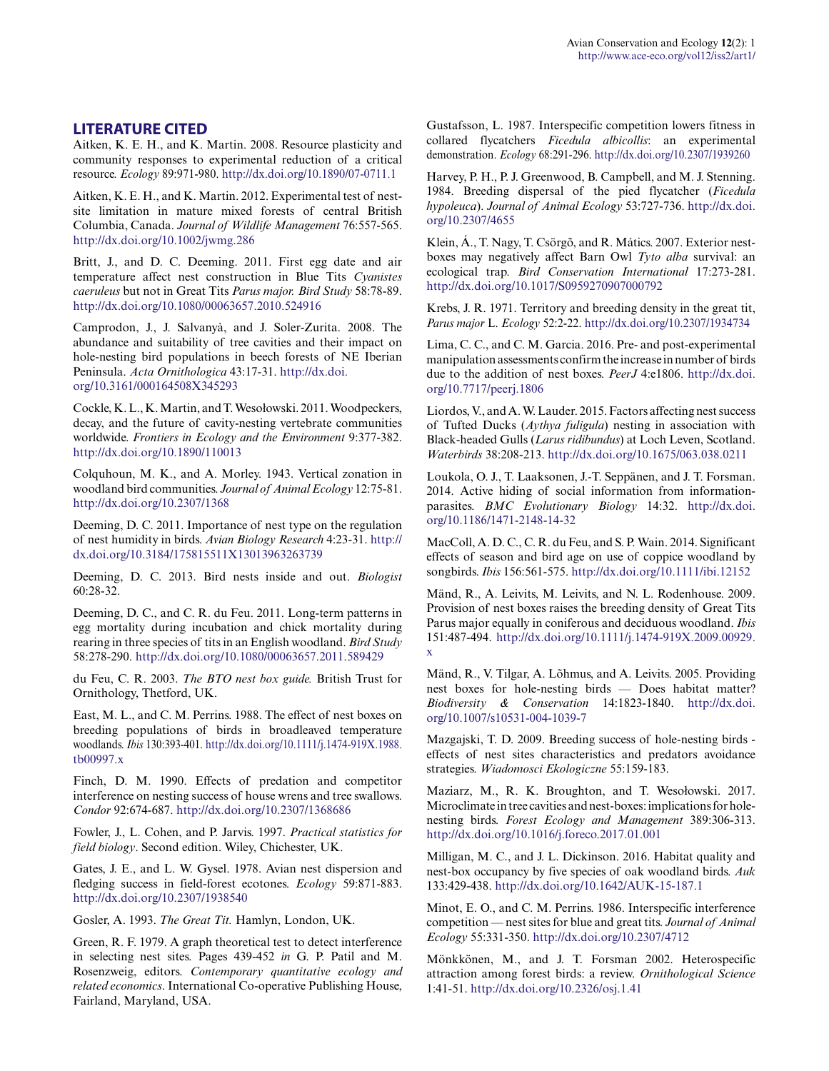## LITERATURE CITED

Aitken, K. E. H., and K. Martin. 2008. Resource plasticity and community responses to experimental reduction of a critical resource. *Ecology* 89:971-980. http://dx.doi.org/10.1890/07-0711.1

Aitken, K. E. H., and K. Martin. 2012. Experimental test of nest-site limitation in mature mixed forests of central British Columbia, Canada. *Journal of Wildlife Management* 76:557-565. http://dx.doi.org/10.1002/jwmg.286

Britt, J., and D. C. Deeming. 2011. First egg date and air temperature affect nest construction in Blue Tits *Cyanistes caeruleus* but not in Great Tits *Parus major. Bird Study* 58:78-89. http://dx.doi.org/10.1080/00063657.2010.524916

Camprodon, J., J. Salvanyà, and J. Soler-Zurita. 2008. The abundance and suitability of tree cavities and their impact on hole-nesting bird populations in beech forests of NE Iberian Peninsula. *Acta Ornithologica* 43:17-31. http://dx.doi.org/10.3161/000164508X345293

Cockle, K. L., K. Martin, and T. Wesołowski. 2011. Woodpeckers, decay, and the future of cavity-nesting vertebrate communities worldwide. *Frontiers in Ecology and the Environment* 9:377-382. http://dx.doi.org/10.1890/110013

Colquhoun, M. K., and A. Morley. 1943. Vertical zonation in woodland bird communities. *Journal of Animal Ecology* 12:75-81. http://dx.doi.org/10.2307/1368

Deeming, D. C. 2011. Importance of nest type on the regulation of nest humidity in birds. *Avian Biology Research* 4:23-31. http://dx.doi.org/10.3184/175815511X13013963263739

Deeming, D. C. 2013. Bird nests inside and out. *Biologist* 60:28-32.

Deeming, D. C., and C. R. du Feu. 2011. Long-term patterns in egg mortality during incubation and chick mortality during rearing in three species of tits in an English woodland. *Bird Study* 58:278-290. http://dx.doi.org/10.1080/00063657.2011.589429

du Feu, C. R. 2003. *The BTO nest box guide.* British Trust for Ornithology, Thetford, UK.

East, M. L., and C. M. Perrins. 1988. The effect of nest boxes on breeding populations of birds in broadleaved temperature woodlands. *Ibis* 130:393-401. http://dx.doi.org/10.1111/j.1474-919X.1988.tb00997.x

Finch, D. M. 1990. Effects of predation and competitor interference on nesting success of house wrens and tree swallows. *Condor* 92:674-687. http://dx.doi.org/10.2307/1368686

Fowler, J., L. Cohen, and P. Jarvis. 1997. *Practical statistics for field biology*. Second edition. Wiley, Chichester, UK.

Gates, J. E., and L. W. Gysel. 1978. Avian nest dispersion and fledging success in field-forest ecotones. *Ecology* 59:871-883. http://dx.doi.org/10.2307/1938540

Gosler, A. 1993. *The Great Tit.* Hamlyn, London, UK.

Green, R. F. 1979. A graph theoretical test to detect interference in selecting nest sites. Pages 439-452 *in* G. P. Patil and M. Rosenzweig, editors. *Contemporary quantitative ecology and related economics*. International Co-operative Publishing House, Fairland, Maryland, USA.

Gustafsson, L. 1987. Interspecific competition lowers fitness in collared flycatchers *Ficedula albicollis*: an experimental demonstration. *Ecology* 68:291-296. http://dx.doi.org/10.2307/1939260

Harvey, P. H., P. J. Greenwood, B. Campbell, and M. J. Stenning. 1984. Breeding dispersal of the pied flycatcher (*Ficedula hypoleuca*). *Journal of Animal Ecology* 53:727-736. http://dx.doi.org/10.2307/4655

Klein, Á., T. Nagy, T. Csörgõ, and R. Mátics. 2007. Exterior nest-boxes may negatively affect Barn Owl *Tyto alba* survival: an ecological trap. *Bird Conservation International* 17:273-281. http://dx.doi.org/10.1017/S0959270907000792

Krebs, J. R. 1971. Territory and breeding density in the great tit, *Parus major* L. *Ecology* 52:2-22. http://dx.doi.org/10.2307/1934734

Lima, C. C., and C. M. Garcia. 2016. Pre- and post-experimental manipulation assessments confirm the increase in number of birds due to the addition of nest boxes. *PeerJ* 4:e1806. http://dx.doi.org/10.7717/peerj.1806

Liordos, V., and A. W. Lauder. 2015. Factors affecting nest success of Tufted Ducks (*Aythya fuligula*) nesting in association with Black-headed Gulls (*Larus ridibundus*) at Loch Leven, Scotland. *Waterbirds* 38:208-213. http://dx.doi.org/10.1675/063.038.0211

Loukola, O. J., T. Laaksonen, J.-T. Seppänen, and J. T. Forsman. 2014. Active hiding of social information from information-parasites. *BMC Evolutionary Biology* 14:32. http://dx.doi.org/10.1186/1471-2148-14-32

MacColl, A. D. C., C. R. du Feu, and S. P. Wain. 2014. Significant effects of season and bird age on use of coppice woodland by songbirds. *Ibis* 156:561-575. http://dx.doi.org/10.1111/ibi.12152

Mänd, R., A. Leivits, M. Leivits, and N. L. Rodenhouse. 2009. Provision of nest boxes raises the breeding density of Great Tits Parus major equally in coniferous and deciduous woodland. *Ibis* 151:487-494. http://dx.doi.org/10.1111/j.1474-919X.2009.00929.x

Mänd, R., V. Tilgar, A. Lõhmus, and A. Leivits. 2005. Providing nest boxes for hole-nesting birds — Does habitat matter? *Biodiversity & Conservation* 14:1823-1840. http://dx.doi.org/10.1007/s10531-004-1039-7

Mazgajski, T. D. 2009. Breeding success of hole-nesting birds - effects of nest sites characteristics and predators avoidance strategies. *Wiadomosci Ekologiczne* 55:159-183.

Maziarz, M., R. K. Broughton, and T. Wesołowski. 2017. Microclimate in tree cavities and nest-boxes: implications for hole-nesting birds. *Forest Ecology and Management* 389:306-313. http://dx.doi.org/10.1016/j.foreco.2017.01.001

Milligan, M. C., and J. L. Dickinson. 2016. Habitat quality and nest-box occupancy by five species of oak woodland birds. *Auk* 133:429-438. http://dx.doi.org/10.1642/AUK-15-187.1

Minot, E. O., and C. M. Perrins. 1986. Interspecific interference competition — nest sites for blue and great tits. *Journal of Animal Ecology* 55:331-350. http://dx.doi.org/10.2307/4712

Mönkkönen, M., and J. T. Forsman 2002. Heterospecific attraction among forest birds: a review. *Ornithological Science* 1:41-51. http://dx.doi.org/10.2326/osj.1.41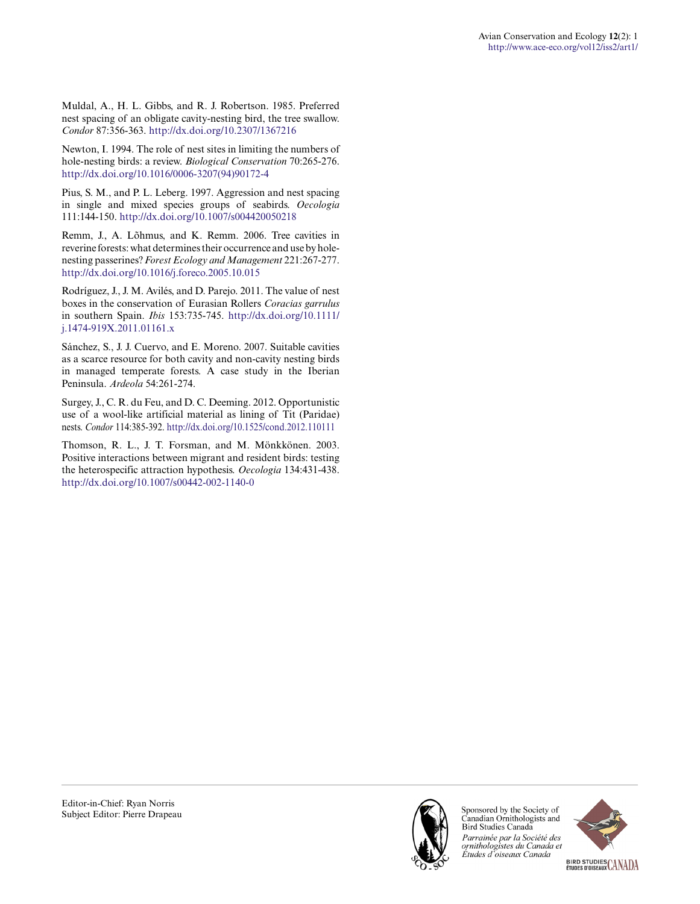Muldal, A., H. L. Gibbs, and R. J. Robertson. 1985. Preferred nest spacing of an obligate cavity-nesting bird, the tree swallow. *Condor* 87:356-363. http://dx.doi.org/10.2307/1367216

Newton, I. 1994. The role of nest sites in limiting the numbers of hole-nesting birds: a review. *Biological Conservation* 70:265-276. http://dx.doi.org/10.1016/0006-3207(94)90172-4

Pius, S. M., and P. L. Leberg. 1997. Aggression and nest spacing in single and mixed species groups of seabirds. *Oecologia* 111:144-150. http://dx.doi.org/10.1007/s004420050218

Remm, J., A. Lõhmus, and K. Remm. 2006. Tree cavities in reverine forests: what determines their occurrence and use by hole-nesting passerines? *Forest Ecology and Management* 221:267-277. http://dx.doi.org/10.1016/j.foreco.2005.10.015

Rodríguez, J., J. M. Avilés, and D. Parejo. 2011. The value of nest boxes in the conservation of Eurasian Rollers *Coracias garrulus* in southern Spain. *Ibis* 153:735-745. http://dx.doi.org/10.1111/j.1474-919X.2011.01161.x

Sánchez, S., J. J. Cuervo, and E. Moreno. 2007. Suitable cavities as a scarce resource for both cavity and non-cavity nesting birds in managed temperate forests. A case study in the Iberian Peninsula. *Ardeola* 54:261-274.

Surgey, J., C. R. du Feu, and D. C. Deeming. 2012. Opportunistic use of a wool-like artificial material as lining of Tit (Paridae) nests. *Condor* 114:385-392. http://dx.doi.org/10.1525/cond.2012.110111

Thomson, R. L., J. T. Forsman, and M. Mönkkönen. 2003. Positive interactions between migrant and resident birds: testing the heterospecific attraction hypothesis. *Oecologia* 134:431-438. http://dx.doi.org/10.1007/s00442-002-1140-0

Editor-in-Chief: Ryan Norris
Subject Editor: Pierre Drapeau

Sponsored by the Society of Canadian Ornithologists and Bird Studies Canada
*Parrainée par la Société des ornithologistes du Canada et Études d'oiseaux Canada*